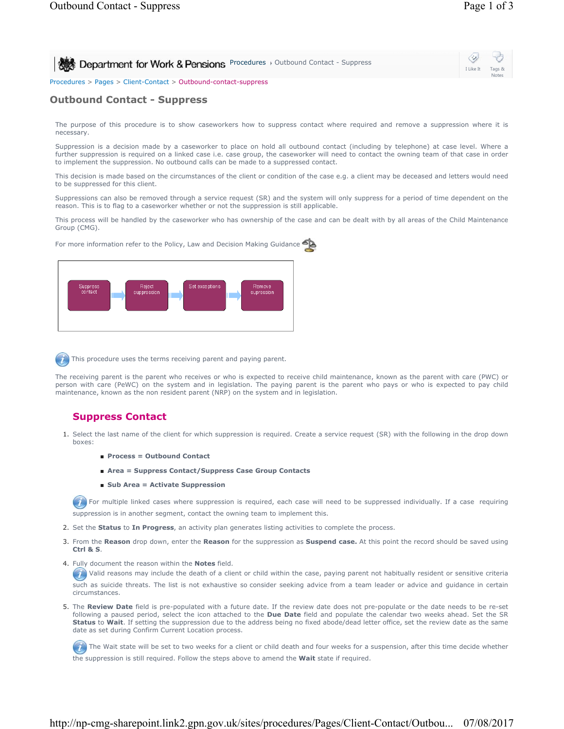Department for Work & Pensions Procedures › Outbound Contact - Suppress

Procedures > Pages > Client-Contact > Outbound-contact-suppress

# Outbound Contact - Suppress

The purpose of this procedure is to show caseworkers how to suppress contact where required and remove a suppression where it is necessary.

Suppression is a decision made by a caseworker to place on hold all outbound contact (including by telephone) at case level. Where a further suppression is required on a linked case i.e. case group, the caseworker will need to contact the owning team of that case in order to implement the suppression. No outbound calls can be made to a suppressed contact.

This decision is made based on the circumstances of the client or condition of the case e.g. a client may be deceased and letters would need to be suppressed for this client.

Suppressions can also be removed through a service request (SR) and the system will only suppress for a period of time dependent on the reason. This is to flag to a caseworker whether or not the suppression is still applicable.

This process will be handled by the caseworker who has ownership of the case and can be dealt with by all areas of the Child Maintenance Group (CMG).

For more information refer to the Policy, Law and Decision Making Guidance

Suppress contact → Reject suppression → Set exceptions → Remove supression

This procedure uses the terms receiving parent and paying parent.

The receiving parent is the parent who receives or who is expected to receive child maintenance, known as the parent with care (PWC) or person with care (PeWC) on the system and in legislation. The paying parent is the parent who pays or who is expected to pay child maintenance, known as the non resident parent (NRP) on the system and in legislation.

## Suppress Contact

1. Select the last name of the client for which suppression is required. Create a service request (SR) with the following in the drop down boxes:
   - **Process = Outbound Contact**
   - **Area = Suppress Contact/Suppress Case Group Contacts**
   - **Sub Area = Activate Suppression**

   For multiple linked cases where suppression is required, each case will need to be suppressed individually. If a case requiring suppression is in another segment, contact the owning team to implement this.

2. Set the **Status** to **In Progress**, an activity plan generates listing activities to complete the process.
3. From the **Reason** drop down, enter the **Reason** for the suppression as **Suspend case.** At this point the record should be saved using **Ctrl & S**.
4. Fully document the reason within the **Notes** field.

   Valid reasons may include the death of a client or child within the case, paying parent not habitually resident or sensitive criteria such as suicide threats. The list is not exhaustive so consider seeking advice from a team leader or advice and guidance in certain circumstances.

5. The **Review Date** field is pre-populated with a future date. If the review date does not pre-populate or the date needs to be re-set following a paused period, select the icon attached to the **Due Date** field and populate the calendar two weeks ahead. Set the SR **Status** to **Wait**. If setting the suppression due to the address being no fixed abode/dead letter office, set the review date as the same date as set during Confirm Current Location process.

   The Wait state will be set to two weeks for a client or child death and four weeks for a suspension, after this time decide whether the suppression is still required. Follow the steps above to amend the **Wait** state if required.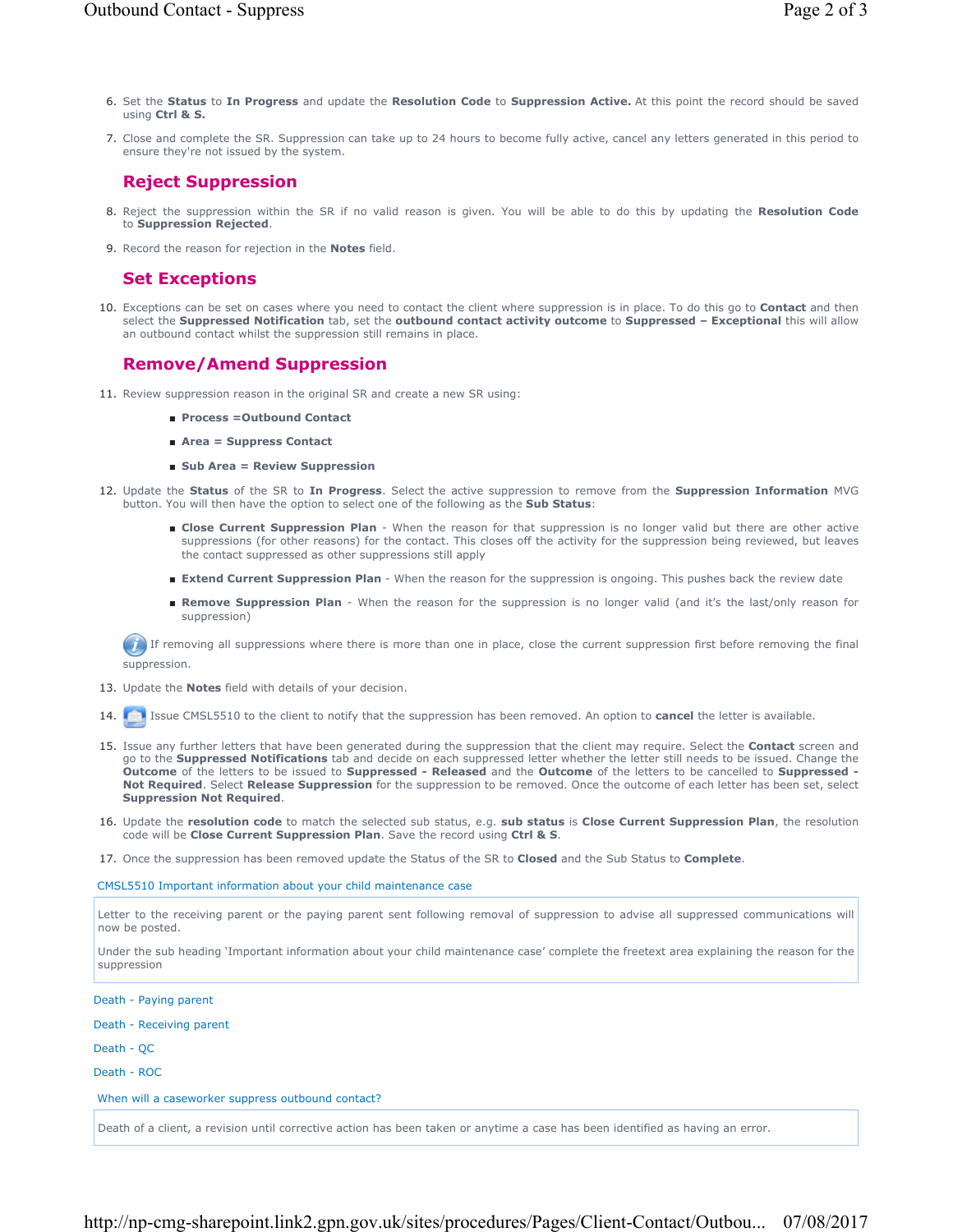6. Set the **Status** to **In Progress** and update the **Resolution Code** to **Suppression Active.** At this point the record should be saved using **Ctrl & S.**
7. Close and complete the SR. Suppression can take up to 24 hours to become fully active, cancel any letters generated in this period to ensure they're not issued by the system.

## Reject Suppression

8. Reject the suppression within the SR if no valid reason is given. You will be able to do this by updating the **Resolution Code** to **Suppression Rejected**.
9. Record the reason for rejection in the **Notes** field.

## Set Exceptions

10. Exceptions can be set on cases where you need to contact the client where suppression is in place. To do this go to **Contact** and then select the **Suppressed Notification** tab, set the **outbound contact activity outcome** to **Suppressed – Exceptional** this will allow an outbound contact whilst the suppression still remains in place.

## Remove/Amend Suppression

11. Review suppression reason in the original SR and create a new SR using:
    - **Process =Outbound Contact**
    - **Area = Suppress Contact**
    - **Sub Area = Review Suppression**
12. Update the **Status** of the SR to **In Progress**. Select the active suppression to remove from the **Suppression Information** MVG button. You will then have the option to select one of the following as the **Sub Status**:
    - **Close Current Suppression Plan** - When the reason for that suppression is no longer valid but there are other active suppressions (for other reasons) for the contact. This closes off the activity for the suppression being reviewed, but leaves the contact suppressed as other suppressions still apply
    - **Extend Current Suppression Plan** - When the reason for the suppression is ongoing. This pushes back the review date
    - **Remove Suppression Plan** - When the reason for the suppression is no longer valid (and it's the last/only reason for suppression)

    If removing all suppressions where there is more than one in place, close the current suppression first before removing the final suppression.
13. Update the **Notes** field with details of your decision.
14. Issue CMSL5510 to the client to notify that the suppression has been removed. An option to **cancel** the letter is available.
15. Issue any further letters that have been generated during the suppression that the client may require. Select the **Contact** screen and go to the **Suppressed Notifications** tab and decide on each suppressed letter whether the letter still needs to be issued. Change the **Outcome** of the letters to be issued to **Suppressed - Released** and the **Outcome** of the letters to be cancelled to **Suppressed - Not Required**. Select **Release Suppression** for the suppression to be removed. Once the outcome of each letter has been set, select **Suppression Not Required**.
16. Update the **resolution code** to match the selected sub status, e.g. **sub status** is **Close Current Suppression Plan**, the resolution code will be **Close Current Suppression Plan**. Save the record using **Ctrl & S**.
17. Once the suppression has been removed update the Status of the SR to **Closed** and the Sub Status to **Complete**.

CMSL5510 Important information about your child maintenance case

Letter to the receiving parent or the paying parent sent following removal of suppression to advise all suppressed communications will now be posted.

Under the sub heading 'Important information about your child maintenance case' complete the freetext area explaining the reason for the suppression

Death - Paying parent

Death - Receiving parent

Death - QC

Death - ROC

When will a caseworker suppress outbound contact?

Death of a client, a revision until corrective action has been taken or anytime a case has been identified as having an error.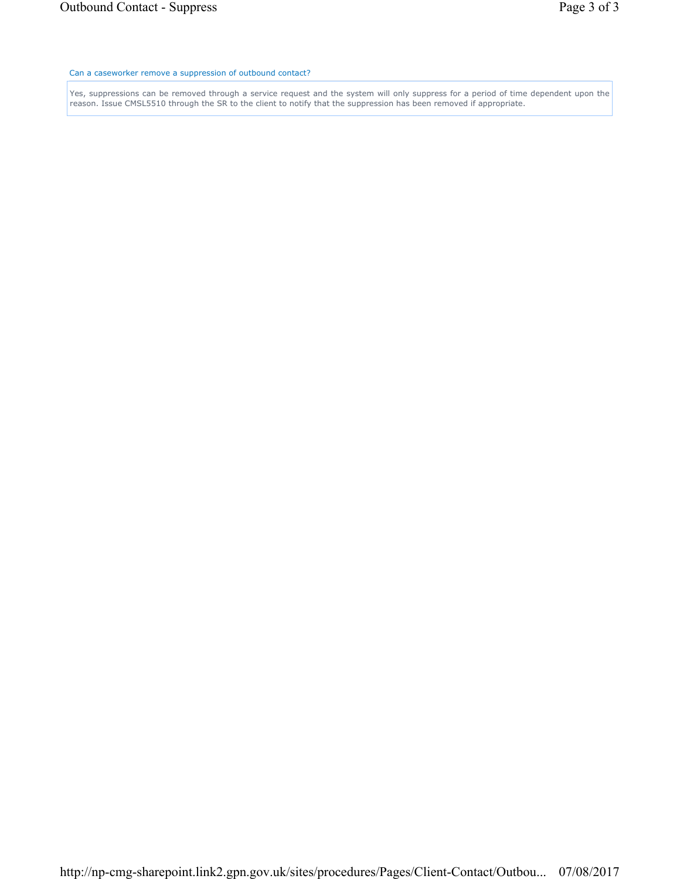### Can a caseworker remove a suppression of outbound contact?

Yes, suppressions can be removed through a service request and the system will only suppress for a period of time dependent upon the reason. Issue CMSL5510 through the SR to the client to notify that the suppression has been removed if appropriate.